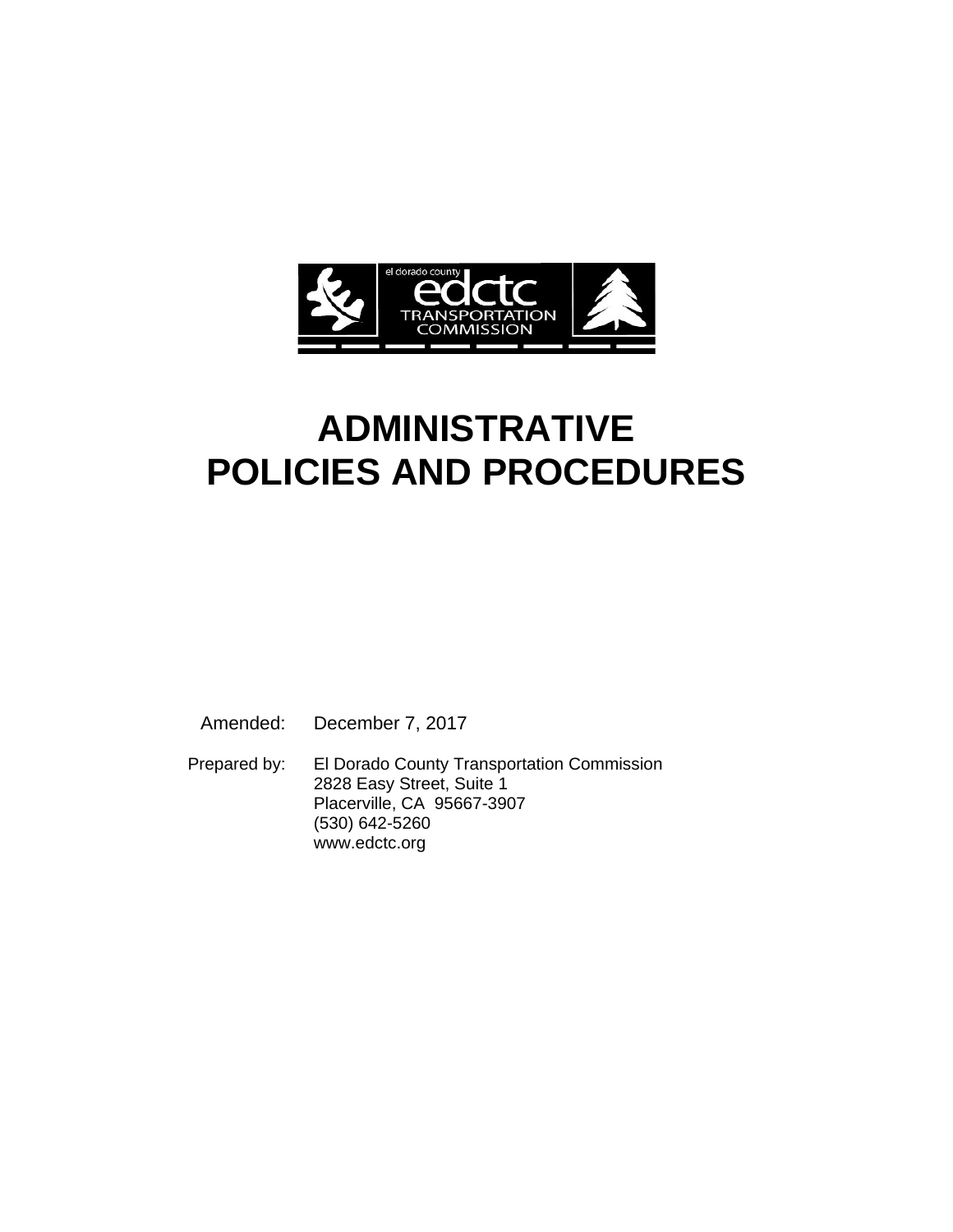el dorado county
edctc
TRANSPORTATION
COMMISSION

# ADMINISTRATIVE POLICIES AND PROCEDURES

Amended: December 7, 2017

Prepared by: El Dorado County Transportation Commission
2828 Easy Street, Suite 1
Placerville, CA 95667-3907
(530) 642-5260
www.edctc.org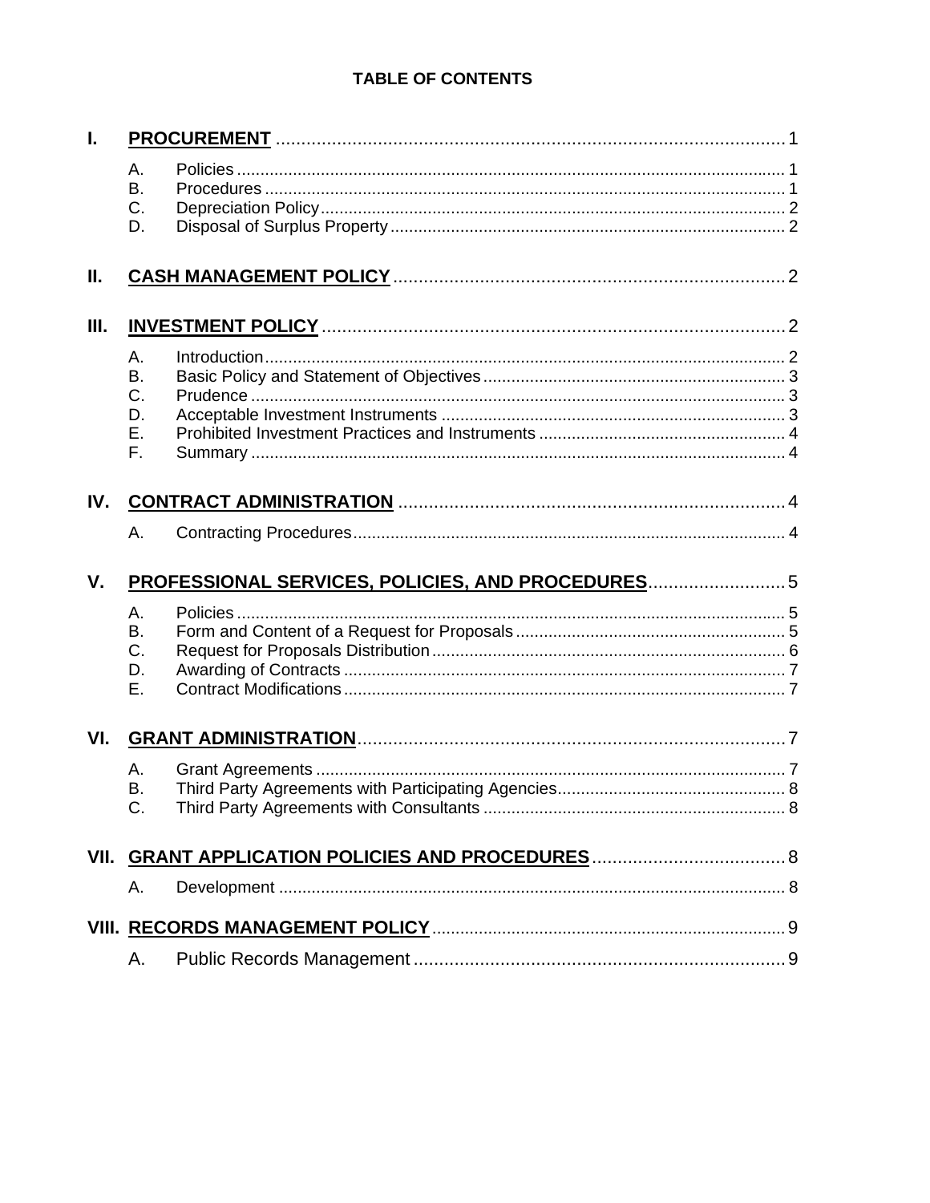# TABLE OF CONTENTS

**I. PROCUREMENT** ..... 1

- A. Policies ..... 1
- B. Procedures ..... 1
- C. Depreciation Policy ..... 2
- D. Disposal of Surplus Property ..... 2

**II. CASH MANAGEMENT POLICY** ..... 2

**III. INVESTMENT POLICY** ..... 2

- A. Introduction ..... 2
- B. Basic Policy and Statement of Objectives ..... 3
- C. Prudence ..... 3
- D. Acceptable Investment Instruments ..... 3
- E. Prohibited Investment Practices and Instruments ..... 4
- F. Summary ..... 4

**IV. CONTRACT ADMINISTRATION** ..... 4

- A. Contracting Procedures ..... 4

**V. PROFESSIONAL SERVICES, POLICIES, AND PROCEDURES** ..... 5

- A. Policies ..... 5
- B. Form and Content of a Request for Proposals ..... 5
- C. Request for Proposals Distribution ..... 6
- D. Awarding of Contracts ..... 7
- E. Contract Modifications ..... 7

**VI. GRANT ADMINISTRATION** ..... 7

- A. Grant Agreements ..... 7
- B. Third Party Agreements with Participating Agencies ..... 8
- C. Third Party Agreements with Consultants ..... 8

**VII. GRANT APPLICATION POLICIES AND PROCEDURES** ..... 8

- A. Development ..... 8

**VIII. RECORDS MANAGEMENT POLICY** ..... 9

- A. Public Records Management ..... 9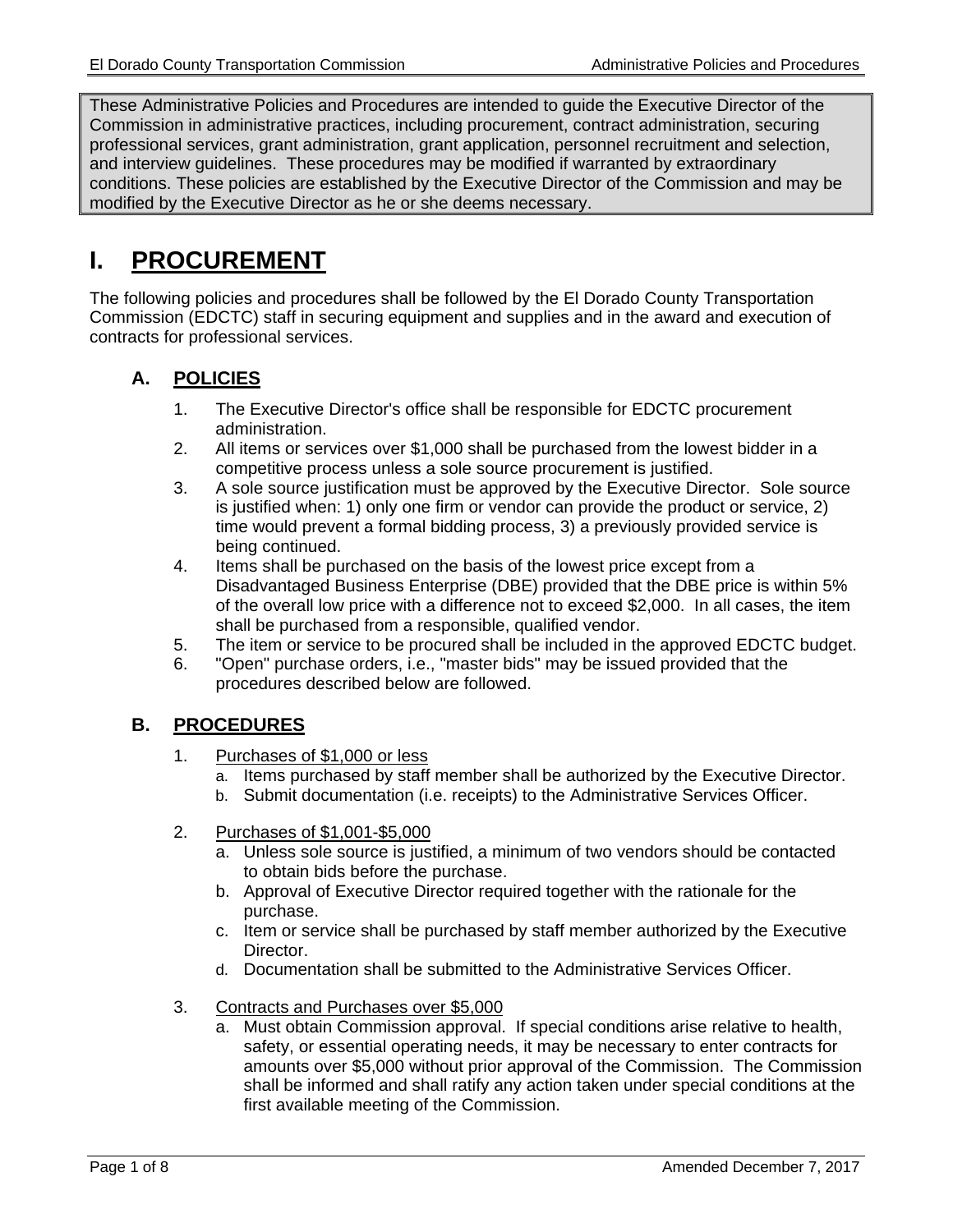These Administrative Policies and Procedures are intended to guide the Executive Director of the Commission in administrative practices, including procurement, contract administration, securing professional services, grant administration, grant application, personnel recruitment and selection, and interview guidelines. These procedures may be modified if warranted by extraordinary conditions. These policies are established by the Executive Director of the Commission and may be modified by the Executive Director as he or she deems necessary.

# I. PROCUREMENT

The following policies and procedures shall be followed by the El Dorado County Transportation Commission (EDCTC) staff in securing equipment and supplies and in the award and execution of contracts for professional services.

## A. POLICIES

1. The Executive Director's office shall be responsible for EDCTC procurement administration.
2. All items or services over $1,000 shall be purchased from the lowest bidder in a competitive process unless a sole source procurement is justified.
3. A sole source justification must be approved by the Executive Director. Sole source is justified when: 1) only one firm or vendor can provide the product or service, 2) time would prevent a formal bidding process, 3) a previously provided service is being continued.
4. Items shall be purchased on the basis of the lowest price except from a Disadvantaged Business Enterprise (DBE) provided that the DBE price is within 5% of the overall low price with a difference not to exceed $2,000. In all cases, the item shall be purchased from a responsible, qualified vendor.
5. The item or service to be procured shall be included in the approved EDCTC budget.
6. "Open" purchase orders, i.e., "master bids" may be issued provided that the procedures described below are followed.

## B. PROCEDURES

1. Purchases of $1,000 or less
   a. Items purchased by staff member shall be authorized by the Executive Director.
   b. Submit documentation (i.e. receipts) to the Administrative Services Officer.

2. Purchases of $1,001-$5,000
   a. Unless sole source is justified, a minimum of two vendors should be contacted to obtain bids before the purchase.
   b. Approval of Executive Director required together with the rationale for the purchase.
   c. Item or service shall be purchased by staff member authorized by the Executive Director.
   d. Documentation shall be submitted to the Administrative Services Officer.

3. Contracts and Purchases over $5,000
   a. Must obtain Commission approval. If special conditions arise relative to health, safety, or essential operating needs, it may be necessary to enter contracts for amounts over $5,000 without prior approval of the Commission. The Commission shall be informed and shall ratify any action taken under special conditions at the first available meeting of the Commission.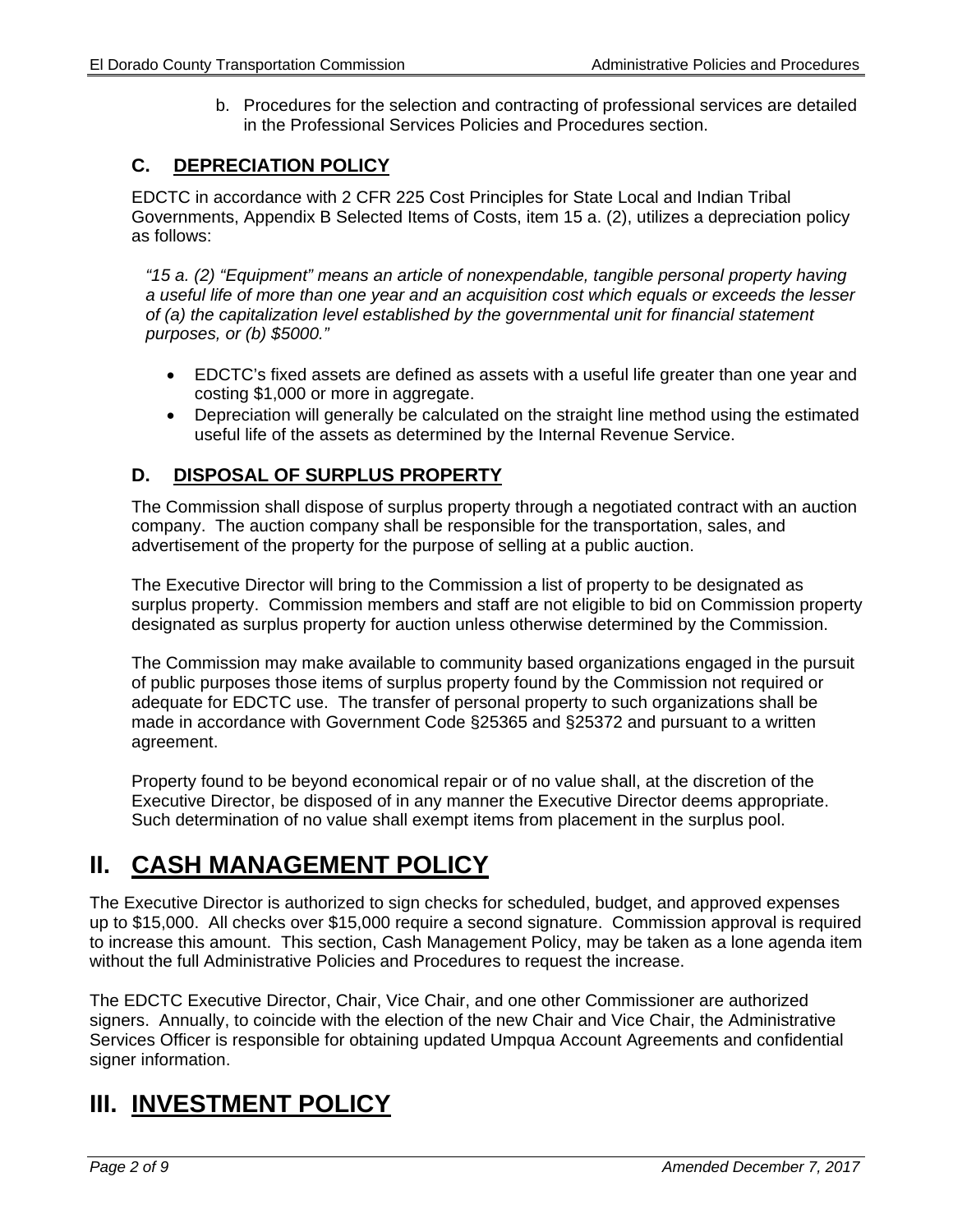b. Procedures for the selection and contracting of professional services are detailed in the Professional Services Policies and Procedures section.

### C. DEPRECIATION POLICY

EDCTC in accordance with 2 CFR 225 Cost Principles for State Local and Indian Tribal Governments, Appendix B Selected Items of Costs, item 15 a. (2), utilizes a depreciation policy as follows:

*"15 a. (2) "Equipment" means an article of nonexpendable, tangible personal property having a useful life of more than one year and an acquisition cost which equals or exceeds the lesser of (a) the capitalization level established by the governmental unit for financial statement purposes, or (b) $5000."*

- EDCTC's fixed assets are defined as assets with a useful life greater than one year and costing $1,000 or more in aggregate.
- Depreciation will generally be calculated on the straight line method using the estimated useful life of the assets as determined by the Internal Revenue Service.

### D. DISPOSAL OF SURPLUS PROPERTY

The Commission shall dispose of surplus property through a negotiated contract with an auction company. The auction company shall be responsible for the transportation, sales, and advertisement of the property for the purpose of selling at a public auction.

The Executive Director will bring to the Commission a list of property to be designated as surplus property. Commission members and staff are not eligible to bid on Commission property designated as surplus property for auction unless otherwise determined by the Commission.

The Commission may make available to community based organizations engaged in the pursuit of public purposes those items of surplus property found by the Commission not required or adequate for EDCTC use. The transfer of personal property to such organizations shall be made in accordance with Government Code §25365 and §25372 and pursuant to a written agreement.

Property found to be beyond economical repair or of no value shall, at the discretion of the Executive Director, be disposed of in any manner the Executive Director deems appropriate. Such determination of no value shall exempt items from placement in the surplus pool.

# II. CASH MANAGEMENT POLICY

The Executive Director is authorized to sign checks for scheduled, budget, and approved expenses up to $15,000. All checks over $15,000 require a second signature. Commission approval is required to increase this amount. This section, Cash Management Policy, may be taken as a lone agenda item without the full Administrative Policies and Procedures to request the increase.

The EDCTC Executive Director, Chair, Vice Chair, and one other Commissioner are authorized signers. Annually, to coincide with the election of the new Chair and Vice Chair, the Administrative Services Officer is responsible for obtaining updated Umpqua Account Agreements and confidential signer information.

# III. INVESTMENT POLICY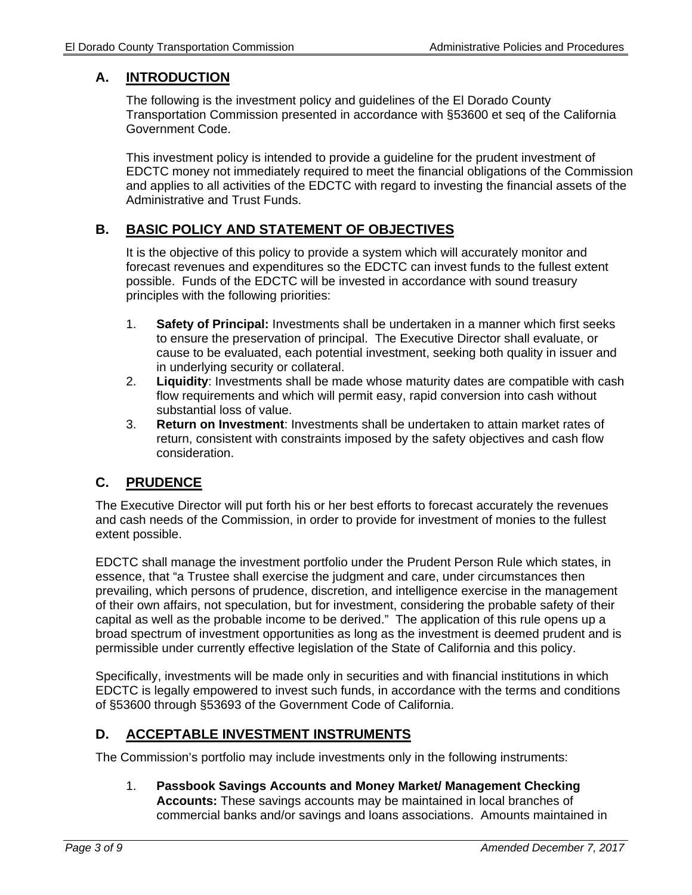## A. INTRODUCTION

The following is the investment policy and guidelines of the El Dorado County Transportation Commission presented in accordance with §53600 et seq of the California Government Code.

This investment policy is intended to provide a guideline for the prudent investment of EDCTC money not immediately required to meet the financial obligations of the Commission and applies to all activities of the EDCTC with regard to investing the financial assets of the Administrative and Trust Funds.

## B. BASIC POLICY AND STATEMENT OF OBJECTIVES

It is the objective of this policy to provide a system which will accurately monitor and forecast revenues and expenditures so the EDCTC can invest funds to the fullest extent possible. Funds of the EDCTC will be invested in accordance with sound treasury principles with the following priorities:

1. **Safety of Principal:** Investments shall be undertaken in a manner which first seeks to ensure the preservation of principal. The Executive Director shall evaluate, or cause to be evaluated, each potential investment, seeking both quality in issuer and in underlying security or collateral.
2. **Liquidity**: Investments shall be made whose maturity dates are compatible with cash flow requirements and which will permit easy, rapid conversion into cash without substantial loss of value.
3. **Return on Investment**: Investments shall be undertaken to attain market rates of return, consistent with constraints imposed by the safety objectives and cash flow consideration.

## C. PRUDENCE

The Executive Director will put forth his or her best efforts to forecast accurately the revenues and cash needs of the Commission, in order to provide for investment of monies to the fullest extent possible.

EDCTC shall manage the investment portfolio under the Prudent Person Rule which states, in essence, that "a Trustee shall exercise the judgment and care, under circumstances then prevailing, which persons of prudence, discretion, and intelligence exercise in the management of their own affairs, not speculation, but for investment, considering the probable safety of their capital as well as the probable income to be derived." The application of this rule opens up a broad spectrum of investment opportunities as long as the investment is deemed prudent and is permissible under currently effective legislation of the State of California and this policy.

Specifically, investments will be made only in securities and with financial institutions in which EDCTC is legally empowered to invest such funds, in accordance with the terms and conditions of §53600 through §53693 of the Government Code of California.

## D. ACCEPTABLE INVESTMENT INSTRUMENTS

The Commission's portfolio may include investments only in the following instruments:

1. **Passbook Savings Accounts and Money Market/ Management Checking Accounts:** These savings accounts may be maintained in local branches of commercial banks and/or savings and loans associations. Amounts maintained in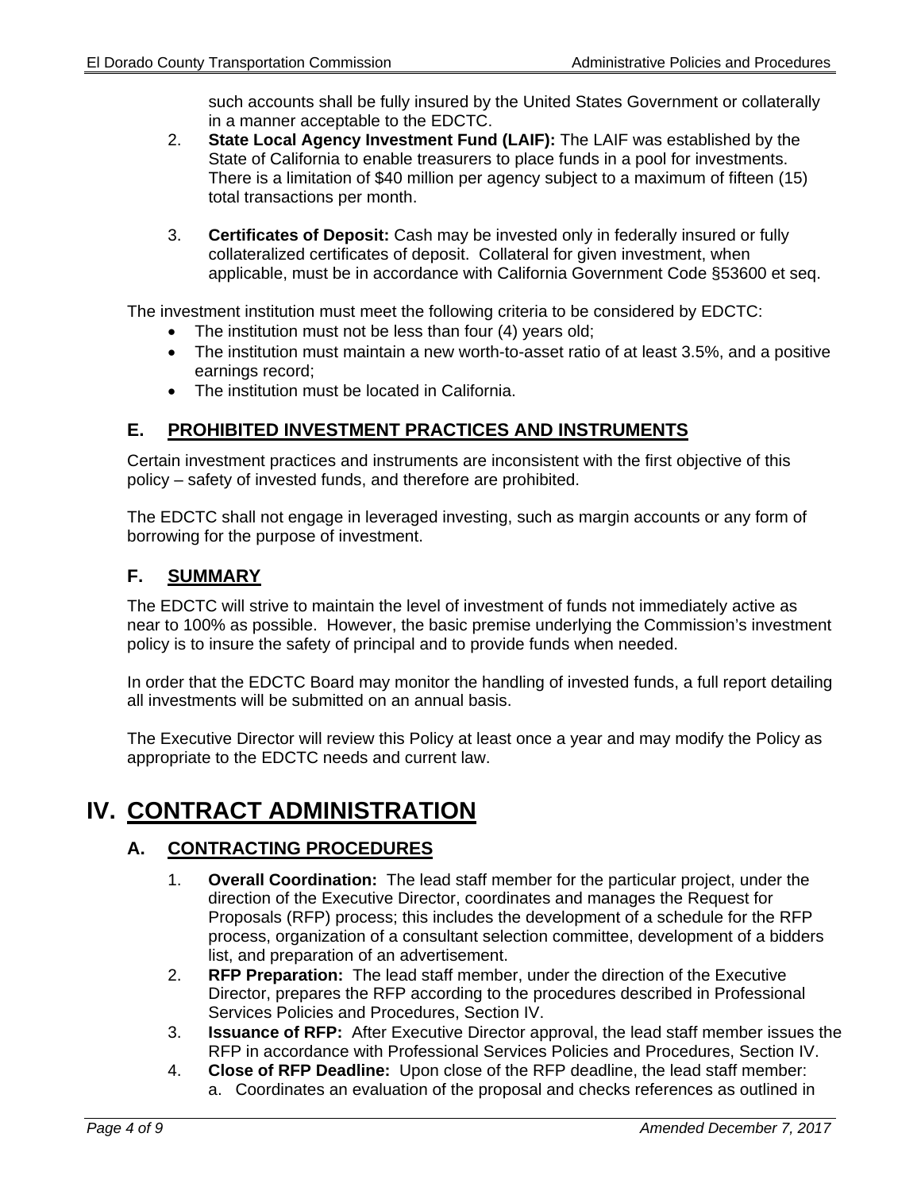such accounts shall be fully insured by the United States Government or collaterally in a manner acceptable to the EDCTC.

2. **State Local Agency Investment Fund (LAIF):** The LAIF was established by the State of California to enable treasurers to place funds in a pool for investments. There is a limitation of $40 million per agency subject to a maximum of fifteen (15) total transactions per month.

3. **Certificates of Deposit:** Cash may be invested only in federally insured or fully collateralized certificates of deposit. Collateral for given investment, when applicable, must be in accordance with California Government Code §53600 et seq.

The investment institution must meet the following criteria to be considered by EDCTC:

- The institution must not be less than four (4) years old;
- The institution must maintain a new worth-to-asset ratio of at least 3.5%, and a positive earnings record;
- The institution must be located in California.

### E. PROHIBITED INVESTMENT PRACTICES AND INSTRUMENTS

Certain investment practices and instruments are inconsistent with the first objective of this policy – safety of invested funds, and therefore are prohibited.

The EDCTC shall not engage in leveraged investing, such as margin accounts or any form of borrowing for the purpose of investment.

### F. SUMMARY

The EDCTC will strive to maintain the level of investment of funds not immediately active as near to 100% as possible. However, the basic premise underlying the Commission's investment policy is to insure the safety of principal and to provide funds when needed.

In order that the EDCTC Board may monitor the handling of invested funds, a full report detailing all investments will be submitted on an annual basis.

The Executive Director will review this Policy at least once a year and may modify the Policy as appropriate to the EDCTC needs and current law.

## IV. CONTRACT ADMINISTRATION

### A. CONTRACTING PROCEDURES

1. **Overall Coordination:** The lead staff member for the particular project, under the direction of the Executive Director, coordinates and manages the Request for Proposals (RFP) process; this includes the development of a schedule for the RFP process, organization of a consultant selection committee, development of a bidders list, and preparation of an advertisement.
2. **RFP Preparation:** The lead staff member, under the direction of the Executive Director, prepares the RFP according to the procedures described in Professional Services Policies and Procedures, Section IV.
3. **Issuance of RFP:** After Executive Director approval, the lead staff member issues the RFP in accordance with Professional Services Policies and Procedures, Section IV.
4. **Close of RFP Deadline:** Upon close of the RFP deadline, the lead staff member:
   a. Coordinates an evaluation of the proposal and checks references as outlined in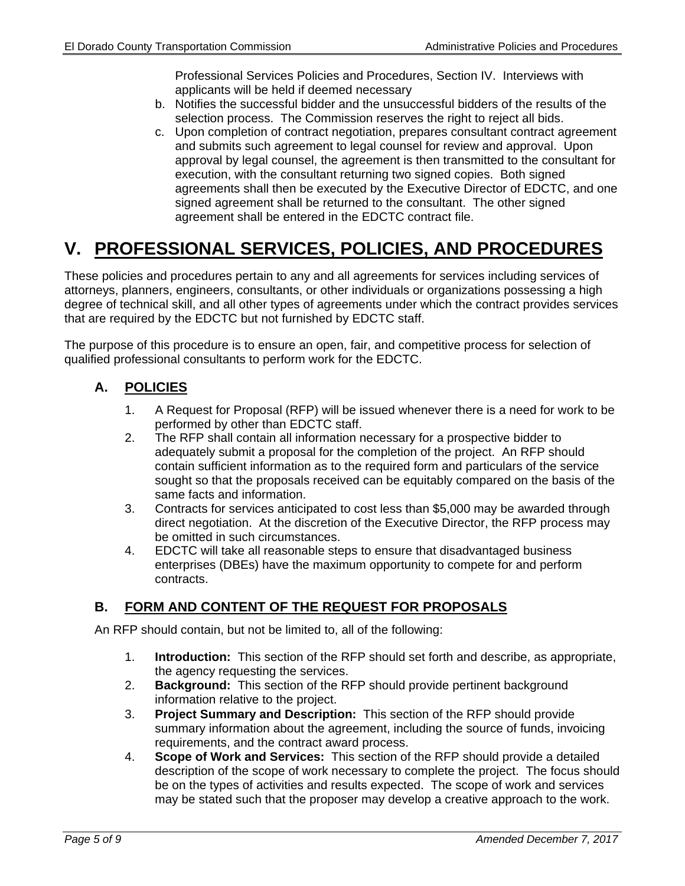Professional Services Policies and Procedures, Section IV. Interviews with applicants will be held if deemed necessary

b. Notifies the successful bidder and the unsuccessful bidders of the results of the selection process. The Commission reserves the right to reject all bids.
c. Upon completion of contract negotiation, prepares consultant contract agreement and submits such agreement to legal counsel for review and approval. Upon approval by legal counsel, the agreement is then transmitted to the consultant for execution, with the consultant returning two signed copies. Both signed agreements shall then be executed by the Executive Director of EDCTC, and one signed agreement shall be returned to the consultant. The other signed agreement shall be entered in the EDCTC contract file.

# V. PROFESSIONAL SERVICES, POLICIES, AND PROCEDURES

These policies and procedures pertain to any and all agreements for services including services of attorneys, planners, engineers, consultants, or other individuals or organizations possessing a high degree of technical skill, and all other types of agreements under which the contract provides services that are required by the EDCTC but not furnished by EDCTC staff.

The purpose of this procedure is to ensure an open, fair, and competitive process for selection of qualified professional consultants to perform work for the EDCTC.

## A. POLICIES

1. A Request for Proposal (RFP) will be issued whenever there is a need for work to be performed by other than EDCTC staff.
2. The RFP shall contain all information necessary for a prospective bidder to adequately submit a proposal for the completion of the project. An RFP should contain sufficient information as to the required form and particulars of the service sought so that the proposals received can be equitably compared on the basis of the same facts and information.
3. Contracts for services anticipated to cost less than $5,000 may be awarded through direct negotiation. At the discretion of the Executive Director, the RFP process may be omitted in such circumstances.
4. EDCTC will take all reasonable steps to ensure that disadvantaged business enterprises (DBEs) have the maximum opportunity to compete for and perform contracts.

## B. FORM AND CONTENT OF THE REQUEST FOR PROPOSALS

An RFP should contain, but not be limited to, all of the following:

1. **Introduction:** This section of the RFP should set forth and describe, as appropriate, the agency requesting the services.
2. **Background:** This section of the RFP should provide pertinent background information relative to the project.
3. **Project Summary and Description:** This section of the RFP should provide summary information about the agreement, including the source of funds, invoicing requirements, and the contract award process.
4. **Scope of Work and Services:** This section of the RFP should provide a detailed description of the scope of work necessary to complete the project. The focus should be on the types of activities and results expected. The scope of work and services may be stated such that the proposer may develop a creative approach to the work.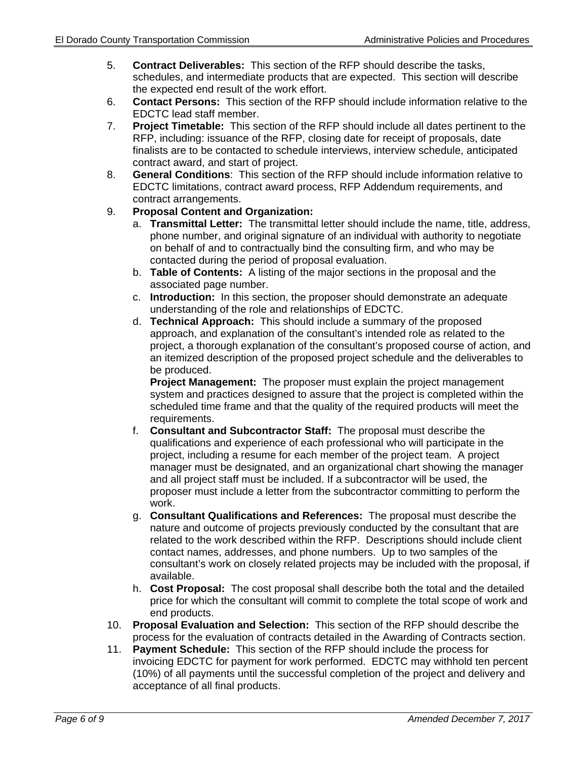5. **Contract Deliverables:** This section of the RFP should describe the tasks, schedules, and intermediate products that are expected. This section will describe the expected end result of the work effort.
6. **Contact Persons:** This section of the RFP should include information relative to the EDCTC lead staff member.
7. **Project Timetable:** This section of the RFP should include all dates pertinent to the RFP, including: issuance of the RFP, closing date for receipt of proposals, date finalists are to be contacted to schedule interviews, interview schedule, anticipated contract award, and start of project.
8. **General Conditions**: This section of the RFP should include information relative to EDCTC limitations, contract award process, RFP Addendum requirements, and contract arrangements.
9. **Proposal Content and Organization:**
   a. **Transmittal Letter:** The transmittal letter should include the name, title, address, phone number, and original signature of an individual with authority to negotiate on behalf of and to contractually bind the consulting firm, and who may be contacted during the period of proposal evaluation.
   b. **Table of Contents:** A listing of the major sections in the proposal and the associated page number.
   c. **Introduction:** In this section, the proposer should demonstrate an adequate understanding of the role and relationships of EDCTC.
   d. **Technical Approach:** This should include a summary of the proposed approach, and explanation of the consultant's intended role as related to the project, a thorough explanation of the consultant's proposed course of action, and an itemized description of the proposed project schedule and the deliverables to be produced.
   **Project Management:** The proposer must explain the project management system and practices designed to assure that the project is completed within the scheduled time frame and that the quality of the required products will meet the requirements.
   f. **Consultant and Subcontractor Staff:** The proposal must describe the qualifications and experience of each professional who will participate in the project, including a resume for each member of the project team. A project manager must be designated, and an organizational chart showing the manager and all project staff must be included. If a subcontractor will be used, the proposer must include a letter from the subcontractor committing to perform the work.
   g. **Consultant Qualifications and References:** The proposal must describe the nature and outcome of projects previously conducted by the consultant that are related to the work described within the RFP. Descriptions should include client contact names, addresses, and phone numbers. Up to two samples of the consultant's work on closely related projects may be included with the proposal, if available.
   h. **Cost Proposal:** The cost proposal shall describe both the total and the detailed price for which the consultant will commit to complete the total scope of work and end products.
10. **Proposal Evaluation and Selection:** This section of the RFP should describe the process for the evaluation of contracts detailed in the Awarding of Contracts section.
11. **Payment Schedule:** This section of the RFP should include the process for invoicing EDCTC for payment for work performed. EDCTC may withhold ten percent (10%) of all payments until the successful completion of the project and delivery and acceptance of all final products.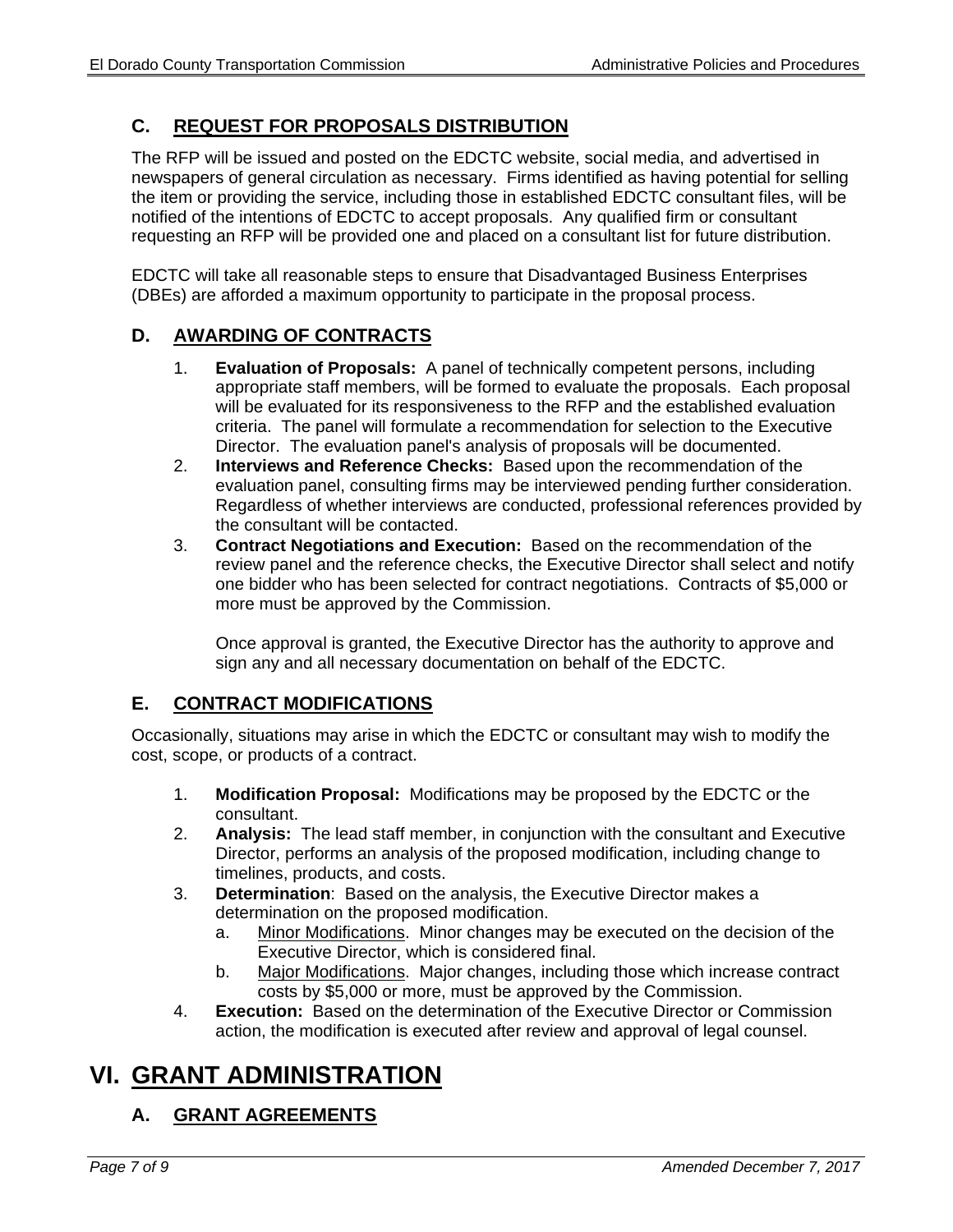### C. REQUEST FOR PROPOSALS DISTRIBUTION

The RFP will be issued and posted on the EDCTC website, social media, and advertised in newspapers of general circulation as necessary. Firms identified as having potential for selling the item or providing the service, including those in established EDCTC consultant files, will be notified of the intentions of EDCTC to accept proposals. Any qualified firm or consultant requesting an RFP will be provided one and placed on a consultant list for future distribution.

EDCTC will take all reasonable steps to ensure that Disadvantaged Business Enterprises (DBEs) are afforded a maximum opportunity to participate in the proposal process.

### D. AWARDING OF CONTRACTS

1. **Evaluation of Proposals:** A panel of technically competent persons, including appropriate staff members, will be formed to evaluate the proposals. Each proposal will be evaluated for its responsiveness to the RFP and the established evaluation criteria. The panel will formulate a recommendation for selection to the Executive Director. The evaluation panel's analysis of proposals will be documented.
2. **Interviews and Reference Checks:** Based upon the recommendation of the evaluation panel, consulting firms may be interviewed pending further consideration. Regardless of whether interviews are conducted, professional references provided by the consultant will be contacted.
3. **Contract Negotiations and Execution:** Based on the recommendation of the review panel and the reference checks, the Executive Director shall select and notify one bidder who has been selected for contract negotiations. Contracts of $5,000 or more must be approved by the Commission.

   Once approval is granted, the Executive Director has the authority to approve and sign any and all necessary documentation on behalf of the EDCTC.

### E. CONTRACT MODIFICATIONS

Occasionally, situations may arise in which the EDCTC or consultant may wish to modify the cost, scope, or products of a contract.

1. **Modification Proposal:** Modifications may be proposed by the EDCTC or the consultant.
2. **Analysis:** The lead staff member, in conjunction with the consultant and Executive Director, performs an analysis of the proposed modification, including change to timelines, products, and costs.
3. **Determination**: Based on the analysis, the Executive Director makes a determination on the proposed modification.
   a. Minor Modifications. Minor changes may be executed on the decision of the Executive Director, which is considered final.
   b. Major Modifications. Major changes, including those which increase contract costs by $5,000 or more, must be approved by the Commission.
4. **Execution:** Based on the determination of the Executive Director or Commission action, the modification is executed after review and approval of legal counsel.

## VI. GRANT ADMINISTRATION

### A. GRANT AGREEMENTS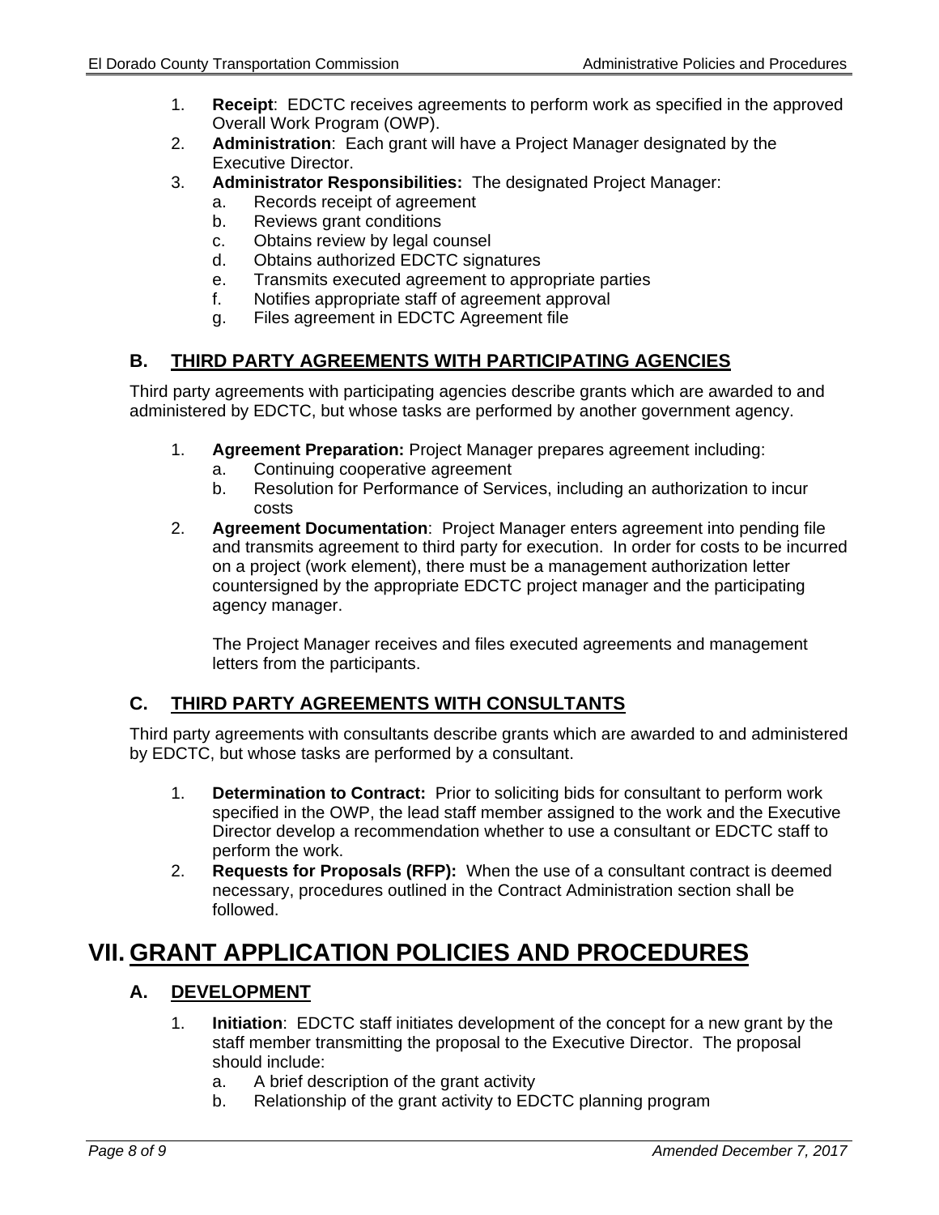1. **Receipt**: EDCTC receives agreements to perform work as specified in the approved Overall Work Program (OWP).
2. **Administration**: Each grant will have a Project Manager designated by the Executive Director.
3. **Administrator Responsibilities:** The designated Project Manager:
   a. Records receipt of agreement
   b. Reviews grant conditions
   c. Obtains review by legal counsel
   d. Obtains authorized EDCTC signatures
   e. Transmits executed agreement to appropriate parties
   f. Notifies appropriate staff of agreement approval
   g. Files agreement in EDCTC Agreement file

## B. THIRD PARTY AGREEMENTS WITH PARTICIPATING AGENCIES

Third party agreements with participating agencies describe grants which are awarded to and administered by EDCTC, but whose tasks are performed by another government agency.

1. **Agreement Preparation:** Project Manager prepares agreement including:
   a. Continuing cooperative agreement
   b. Resolution for Performance of Services, including an authorization to incur costs
2. **Agreement Documentation**: Project Manager enters agreement into pending file and transmits agreement to third party for execution. In order for costs to be incurred on a project (work element), there must be a management authorization letter countersigned by the appropriate EDCTC project manager and the participating agency manager.

   The Project Manager receives and files executed agreements and management letters from the participants.

## C. THIRD PARTY AGREEMENTS WITH CONSULTANTS

Third party agreements with consultants describe grants which are awarded to and administered by EDCTC, but whose tasks are performed by a consultant.

1. **Determination to Contract:** Prior to soliciting bids for consultant to perform work specified in the OWP, the lead staff member assigned to the work and the Executive Director develop a recommendation whether to use a consultant or EDCTC staff to perform the work.
2. **Requests for Proposals (RFP):** When the use of a consultant contract is deemed necessary, procedures outlined in the Contract Administration section shall be followed.

# VII. GRANT APPLICATION POLICIES AND PROCEDURES

## A. DEVELOPMENT

1. **Initiation**: EDCTC staff initiates development of the concept for a new grant by the staff member transmitting the proposal to the Executive Director. The proposal should include:
   a. A brief description of the grant activity
   b. Relationship of the grant activity to EDCTC planning program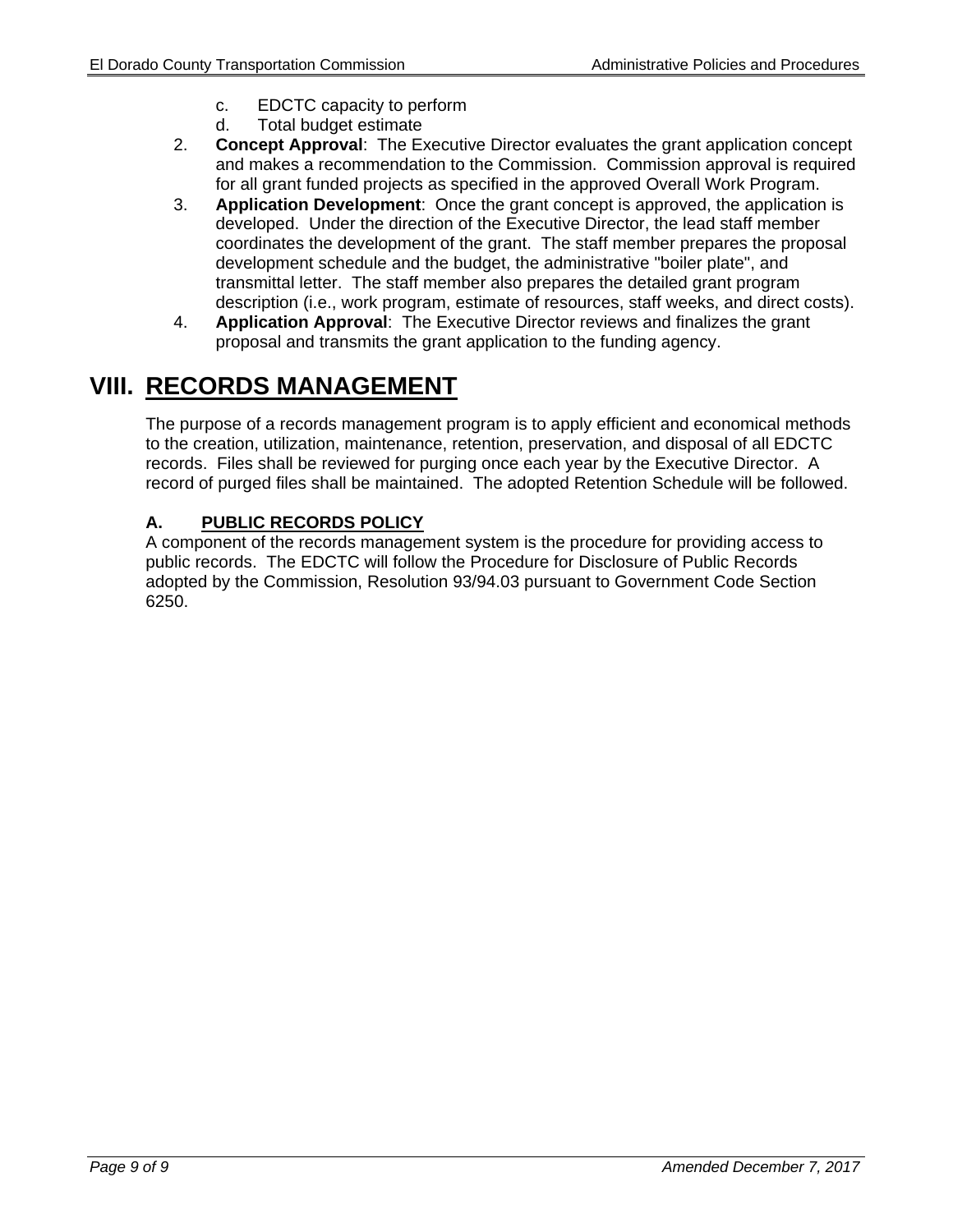c. EDCTC capacity to perform
   d. Total budget estimate

2. **Concept Approval**: The Executive Director evaluates the grant application concept and makes a recommendation to the Commission. Commission approval is required for all grant funded projects as specified in the approved Overall Work Program.
3. **Application Development**: Once the grant concept is approved, the application is developed. Under the direction of the Executive Director, the lead staff member coordinates the development of the grant. The staff member prepares the proposal development schedule and the budget, the administrative "boiler plate", and transmittal letter. The staff member also prepares the detailed grant program description (i.e., work program, estimate of resources, staff weeks, and direct costs).
4. **Application Approval**: The Executive Director reviews and finalizes the grant proposal and transmits the grant application to the funding agency.

# VIII. RECORDS MANAGEMENT

The purpose of a records management program is to apply efficient and economical methods to the creation, utilization, maintenance, retention, preservation, and disposal of all EDCTC records. Files shall be reviewed for purging once each year by the Executive Director. A record of purged files shall be maintained. The adopted Retention Schedule will be followed.

## A. PUBLIC RECORDS POLICY

A component of the records management system is the procedure for providing access to public records. The EDCTC will follow the Procedure for Disclosure of Public Records adopted by the Commission, Resolution 93/94.03 pursuant to Government Code Section 6250.